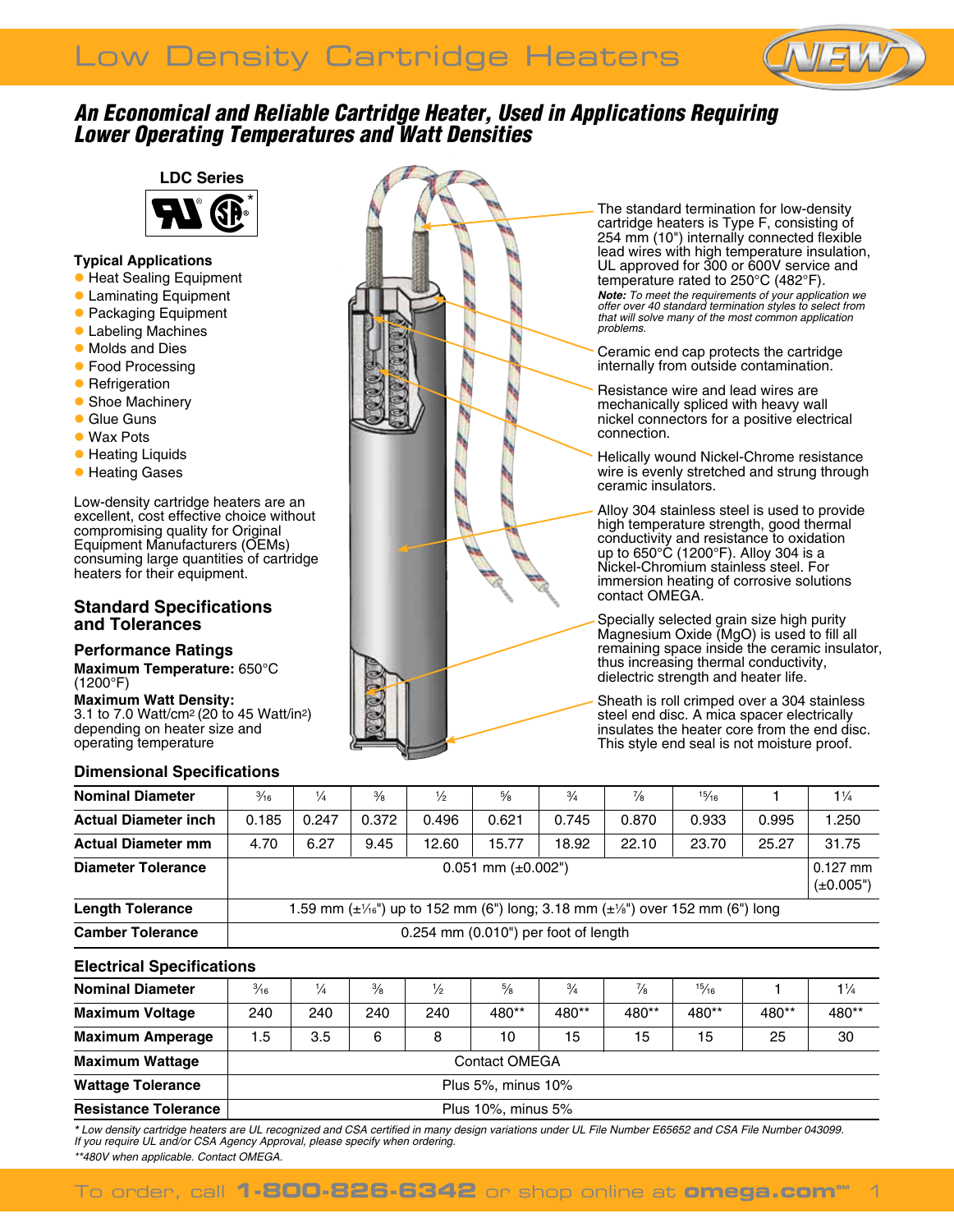# Low Density Cartridge Heaters

NEW

## *An Economical and Reliable Cartridge Heater, Used in Applications Requiring Lower Operating Temperatures and Watt Densities*

**LDC Series**

### Typical Applications

- Heat Sealing Equipment
- Laminating Equipment
- Packaging Equipment
- Labeling Machines
- Molds and Dies
- Food Processing
- Refrigeration
- Shoe Machinery
- Glue Guns
- Wax Pots
- Heating Liquids
- Heating Gases

Low-density cartridge heaters are an excellent, cost effective choice without compromising quality for Original Equipment Manufacturers (OEMs) consuming large quantities of cartridge heaters for their equipment.

The standard termination for low-density cartridge heaters is Type F, consisting of 254 mm (10") internally connected flexible lead wires with high temperature insulation, UL approved for 300 or 600V service and temperature rated to 250°C (482°F).
***Note:*** *To meet the requirements of your application we offer over 40 standard termination styles to select from that will solve many of the most common application problems.*

Ceramic end cap protects the cartridge internally from outside contamination.

Resistance wire and lead wires are mechanically spliced with heavy wall nickel connectors for a positive electrical connection.

Helically wound Nickel-Chrome resistance wire is evenly stretched and strung through ceramic insulators.

Alloy 304 stainless steel is used to provide high temperature strength, good thermal conductivity and resistance to oxidation up to 650°C (1200°F). Alloy 304 is a Nickel-Chromium stainless steel. For immersion heating of corrosive solutions contact OMEGA.

Specially selected grain size high purity Magnesium Oxide (MgO) is used to fill all remaining space inside the ceramic insulator, thus increasing thermal conductivity, dielectric strength and heater life.

Sheath is roll crimped over a 304 stainless steel end disc. A mica spacer electrically insulates the heater core from the end disc. This style end seal is not moisture proof.

## Standard Specifications and Tolerances

### Performance Ratings

**Maximum Temperature:** 650°C (1200°F)
**Maximum Watt Density:** 3.1 to 7.0 Watt/cm$^2$ (20 to 45 Watt/in$^2$) depending on heater size and operating temperature

### Dimensional Specifications

| Nominal Diameter | 3⁄16 | 1⁄4 | 3⁄8 | 1⁄2 | 5⁄8 | 3⁄4 | 7⁄8 | 15⁄16 | 1 | 1¼ |
|---|---|---|---|---|---|---|---|---|---|---|
| Actual Diameter inch | 0.185 | 0.247 | 0.372 | 0.496 | 0.621 | 0.745 | 0.870 | 0.933 | 0.995 | 1.250 |
| Actual Diameter mm | 4.70 | 6.27 | 9.45 | 12.60 | 15.77 | 18.92 | 22.10 | 23.70 | 25.27 | 31.75 |
| Diameter Tolerance | 0.051 mm (±0.002") | | | | | | | | | 0.127 mm (±0.005") |
| Length Tolerance | 1.59 mm (±1⁄16") up to 152 mm (6") long; 3.18 mm (±1⁄8") over 152 mm (6") long | | | | | | | | | |
| Camber Tolerance | 0.254 mm (0.010") per foot of length | | | | | | | | | |

### Electrical Specifications

| Nominal Diameter | 3⁄16 | 1⁄4 | 3⁄8 | 1⁄2 | 5⁄8 | 3⁄4 | 7⁄8 | 15⁄16 | 1 | 1¼ |
|---|---|---|---|---|---|---|---|---|---|---|
| Maximum Voltage | 240 | 240 | 240 | 240 | 480** | 480** | 480** | 480** | 480** | 480** |
| Maximum Amperage | 1.5 | 3.5 | 6 | 8 | 10 | 15 | 15 | 15 | 25 | 30 |
| Maximum Wattage | Contact OMEGA | | | | | | | | | |
| Wattage Tolerance | Plus 5%, minus 10% | | | | | | | | | |
| Resistance Tolerance | Plus 10%, minus 5% | | | | | | | | | |

*\* Low density cartridge heaters are UL recognized and CSA certified in many design variations under UL File Number E65652 and CSA File Number 043099. If you require UL and/or CSA Agency Approval, please specify when ordering.*

*\*\*480V when applicable. Contact OMEGA.*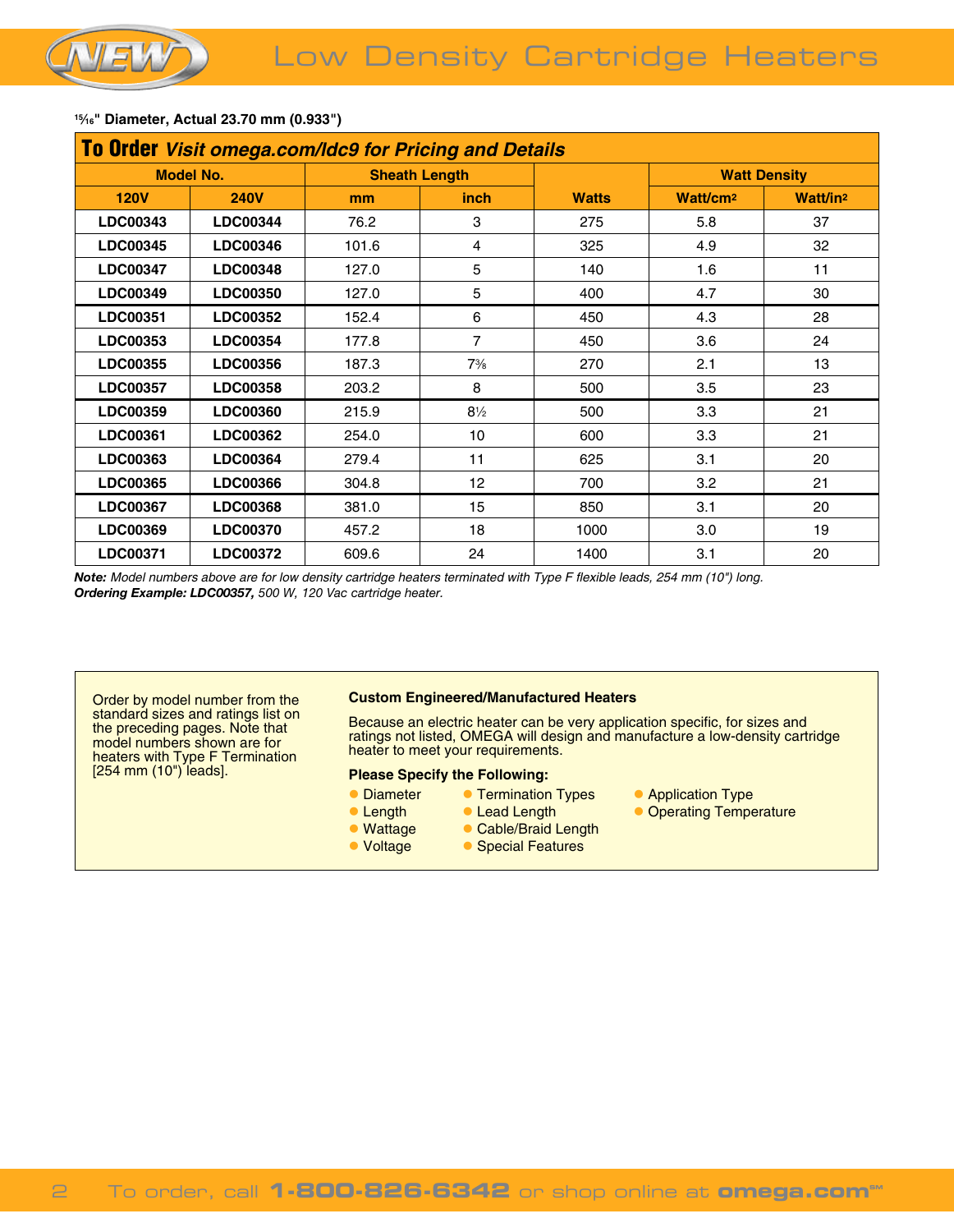# Low Density Cartridge Heaters

**15⁄16" Diameter, Actual 23.70 mm (0.933")**

**To Order** *Visit omega.com/ldc9 for Pricing and Details*

| Model No. | | Sheath Length | | | Watt Density | |
|---|---|---|---|---|---|---|
| **120V** | **240V** | **mm** | **inch** | **Watts** | **Watt/cm²** | **Watt/in²** |
| LDC00343 | LDC00344 | 76.2 | 3 | 275 | 5.8 | 37 |
| LDC00345 | LDC00346 | 101.6 | 4 | 325 | 4.9 | 32 |
| LDC00347 | LDC00348 | 127.0 | 5 | 140 | 1.6 | 11 |
| LDC00349 | LDC00350 | 127.0 | 5 | 400 | 4.7 | 30 |
| LDC00351 | LDC00352 | 152.4 | 6 | 450 | 4.3 | 28 |
| LDC00353 | LDC00354 | 177.8 | 7 | 450 | 3.6 | 24 |
| LDC00355 | LDC00356 | 187.3 | 7⅜ | 270 | 2.1 | 13 |
| LDC00357 | LDC00358 | 203.2 | 8 | 500 | 3.5 | 23 |
| LDC00359 | LDC00360 | 215.9 | 8½ | 500 | 3.3 | 21 |
| LDC00361 | LDC00362 | 254.0 | 10 | 600 | 3.3 | 21 |
| LDC00363 | LDC00364 | 279.4 | 11 | 625 | 3.1 | 20 |
| LDC00365 | LDC00366 | 304.8 | 12 | 700 | 3.2 | 21 |
| LDC00367 | LDC00368 | 381.0 | 15 | 850 | 3.1 | 20 |
| LDC00369 | LDC00370 | 457.2 | 18 | 1000 | 3.0 | 19 |
| LDC00371 | LDC00372 | 609.6 | 24 | 1400 | 3.1 | 20 |

***Note:*** *Model numbers above are for low density cartridge heaters terminated with Type F flexible leads, 254 mm (10") long.*
***Ordering Example: LDC00357,*** *500 W, 120 Vac cartridge heater.*

Order by model number from the standard sizes and ratings list on the preceding pages. Note that model numbers shown are for heaters with Type F Termination [254 mm (10") leads].

**Custom Engineered/Manufactured Heaters**

Because an electric heater can be very application specific, for sizes and ratings not listed, OMEGA will design and manufacture a low-density cartridge heater to meet your requirements.

**Please Specify the Following:**

- Diameter
- Length
- Wattage
- Voltage
- Termination Types
- Lead Length
- Cable/Braid Length
- Special Features
- Application Type
- Operating Temperature